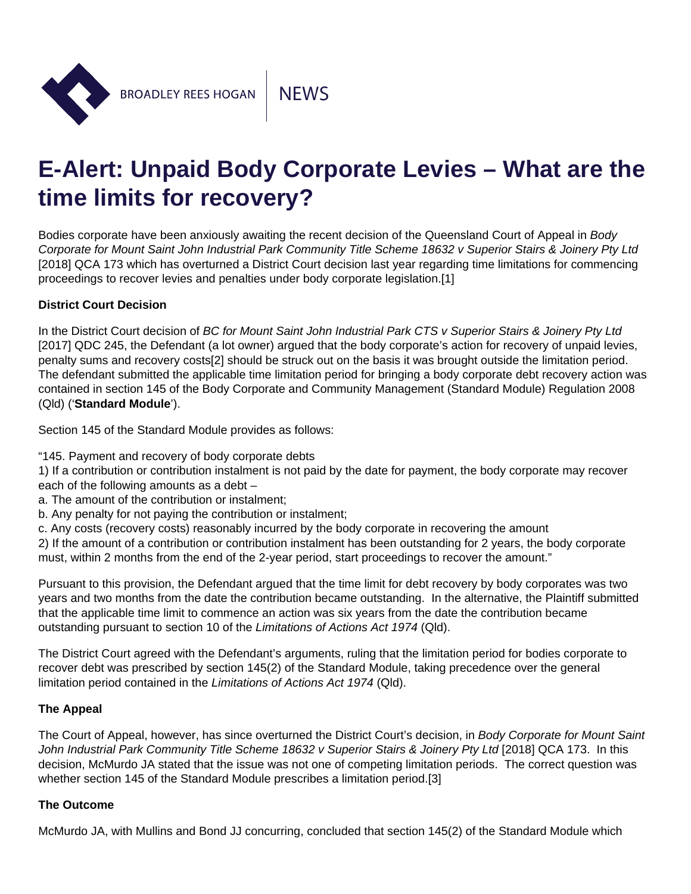BROADLEY REES HOGAN | NEWS

# E-Alert: Unpaid Body Corporate Levies – What are the time limits for recovery?

Bodies corporate have been anxiously awaiting the recent decision of the Queensland Court of Appeal in *Body Corporate for Mount Saint John Industrial Park Community Title Scheme 18632 v Superior Stairs & Joinery Pty Ltd* [2018] QCA 173 which has overturned a District Court decision last year regarding time limitations for commencing proceedings to recover levies and penalties under body corporate legislation.[1]

**District Court Decision**

In the District Court decision of *BC for Mount Saint John Industrial Park CTS v Superior Stairs & Joinery Pty Ltd* [2017] QDC 245, the Defendant (a lot owner) argued that the body corporate's action for recovery of unpaid levies, penalty sums and recovery costs[2] should be struck out on the basis it was brought outside the limitation period. The defendant submitted the applicable time limitation period for bringing a body corporate debt recovery action was contained in section 145 of the Body Corporate and Community Management (Standard Module) Regulation 2008 (Qld) ('**Standard Module**').

Section 145 of the Standard Module provides as follows:

"145. Payment and recovery of body corporate debts
1) If a contribution or contribution instalment is not paid by the date for payment, the body corporate may recover each of the following amounts as a debt –
a. The amount of the contribution or instalment;
b. Any penalty for not paying the contribution or instalment;
c. Any costs (recovery costs) reasonably incurred by the body corporate in recovering the amount
2) If the amount of a contribution or contribution instalment has been outstanding for 2 years, the body corporate must, within 2 months from the end of the 2-year period, start proceedings to recover the amount."

Pursuant to this provision, the Defendant argued that the time limit for debt recovery by body corporates was two years and two months from the date the contribution became outstanding. In the alternative, the Plaintiff submitted that the applicable time limit to commence an action was six years from the date the contribution became outstanding pursuant to section 10 of the *Limitations of Actions Act 1974* (Qld).

The District Court agreed with the Defendant's arguments, ruling that the limitation period for bodies corporate to recover debt was prescribed by section 145(2) of the Standard Module, taking precedence over the general limitation period contained in the *Limitations of Actions Act 1974* (Qld).

**The Appeal**

The Court of Appeal, however, has since overturned the District Court's decision, in *Body Corporate for Mount Saint John Industrial Park Community Title Scheme 18632 v Superior Stairs & Joinery Pty Ltd* [2018] QCA 173. In this decision, McMurdo JA stated that the issue was not one of competing limitation periods. The correct question was whether section 145 of the Standard Module prescribes a limitation period.[3]

**The Outcome**

McMurdo JA, with Mullins and Bond JJ concurring, concluded that section 145(2) of the Standard Module which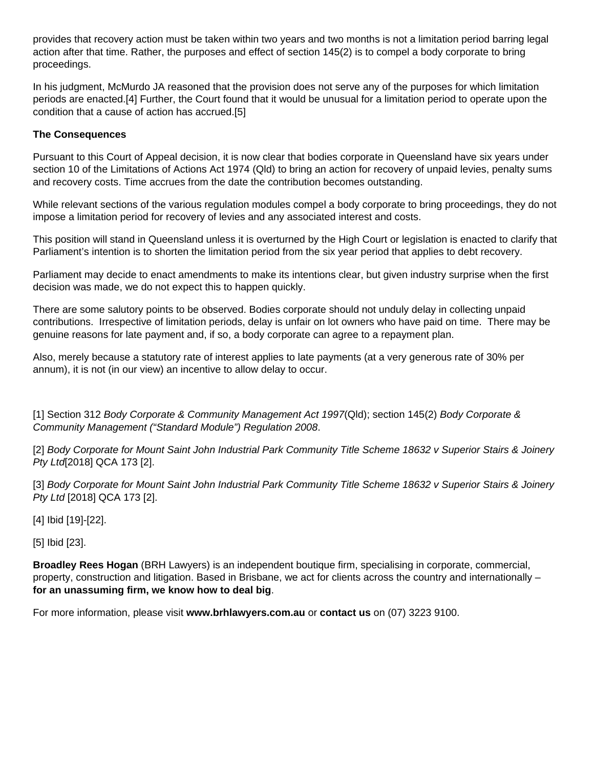provides that recovery action must be taken within two years and two months is not a limitation period barring legal action after that time. Rather, the purposes and effect of section 145(2) is to compel a body corporate to bring proceedings.

In his judgment, McMurdo JA reasoned that the provision does not serve any of the purposes for which limitation periods are enacted.[4] Further, the Court found that it would be unusual for a limitation period to operate upon the condition that a cause of action has accrued.[5]

**The Consequences**

Pursuant to this Court of Appeal decision, it is now clear that bodies corporate in Queensland have six years under section 10 of the Limitations of Actions Act 1974 (Qld) to bring an action for recovery of unpaid levies, penalty sums and recovery costs. Time accrues from the date the contribution becomes outstanding.

While relevant sections of the various regulation modules compel a body corporate to bring proceedings, they do not impose a limitation period for recovery of levies and any associated interest and costs.

This position will stand in Queensland unless it is overturned by the High Court or legislation is enacted to clarify that Parliament's intention is to shorten the limitation period from the six year period that applies to debt recovery.

Parliament may decide to enact amendments to make its intentions clear, but given industry surprise when the first decision was made, we do not expect this to happen quickly.

There are some salutory points to be observed. Bodies corporate should not unduly delay in collecting unpaid contributions. Irrespective of limitation periods, delay is unfair on lot owners who have paid on time. There may be genuine reasons for late payment and, if so, a body corporate can agree to a repayment plan.

Also, merely because a statutory rate of interest applies to late payments (at a very generous rate of 30% per annum), it is not (in our view) an incentive to allow delay to occur.

[1] Section 312 *Body Corporate & Community Management Act 1997*(Qld); section 145(2) *Body Corporate & Community Management ("Standard Module") Regulation 2008*.

[2] *Body Corporate for Mount Saint John Industrial Park Community Title Scheme 18632 v Superior Stairs & Joinery Pty Ltd*[2018] QCA 173 [2].

[3] *Body Corporate for Mount Saint John Industrial Park Community Title Scheme 18632 v Superior Stairs & Joinery Pty Ltd* [2018] QCA 173 [2].

[4] Ibid [19]-[22].

[5] Ibid [23].

**Broadley Rees Hogan** (BRH Lawyers) is an independent boutique firm, specialising in corporate, commercial, property, construction and litigation. Based in Brisbane, we act for clients across the country and internationally – **for an unassuming firm, we know how to deal big**.

For more information, please visit **www.brhlawyers.com.au** or **contact us** on (07) 3223 9100.